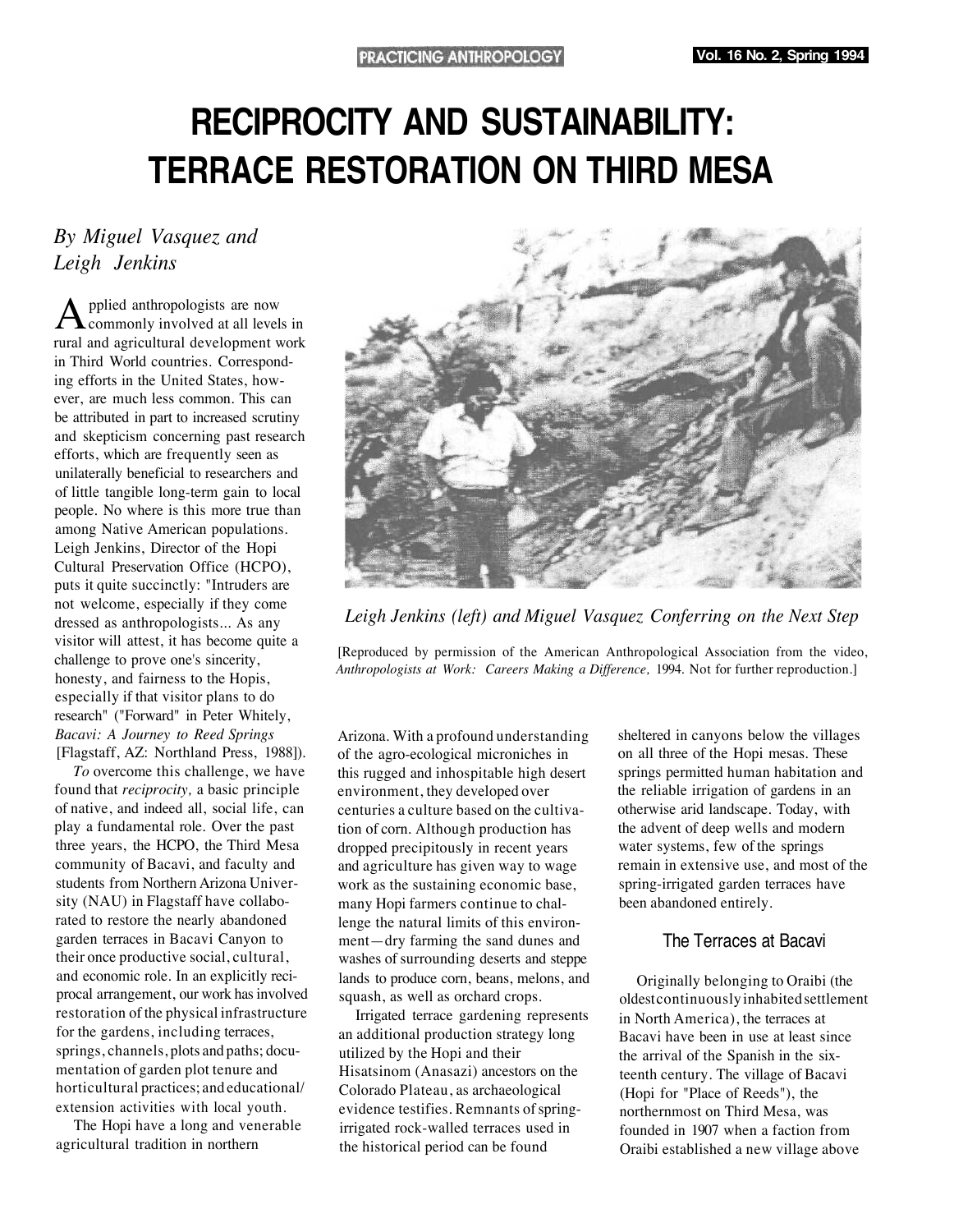# RECIPROCITY AND SUSTAINABILITY: TERRACE RESTORATION ON THIRD MESA

*By Miguel Vasquez and Leigh Jenkins*

Applied anthropologists are now commonly involved at all levels in rural and agricultural development work in Third World countries. Corresponding efforts in the United States, however, are much less common. This can be attributed in part to increased scrutiny and skepticism concerning past research efforts, which are frequently seen as unilaterally beneficial to researchers and of little tangible long-term gain to local people. No where is this more true than among Native American populations. Leigh Jenkins, Director of the Hopi Cultural Preservation Office (HCPO), puts it quite succinctly: "Intruders are not welcome, especially if they come dressed as anthropologists... As any visitor will attest, it has become quite a challenge to prove one's sincerity, honesty, and fairness to the Hopis, especially if that visitor plans to do research" ("Forward" in Peter Whitely, *Bacavi: A Journey to Reed Springs* [Flagstaff, AZ: Northland Press, 1988]).

*To* overcome this challenge, we have found that *reciprocity,* a basic principle of native, and indeed all, social life, can play a fundamental role. Over the past three years, the HCPO, the Third Mesa community of Bacavi, and faculty and students from Northern Arizona University (NAU) in Flagstaff have collaborated to restore the nearly abandoned garden terraces in Bacavi Canyon to their once productive social, cultural, and economic role. In an explicitly reciprocal arrangement, our work has involved restoration of the physical infrastructure for the gardens, including terraces, springs, channels, plots and paths; documentation of garden plot tenure and horticultural practices; and educational/extension activities with local youth.

*Leigh Jenkins (left) and Miguel Vasquez Conferring on the Next Step*

[Reproduced by permission of the American Anthropological Association from the video, *Anthropologists at Work: Careers Making a Difference,* 1994. Not for further reproduction.]

The Hopi have a long and venerable agricultural tradition in northern Arizona. With a profound understanding of the agro-ecological microniches in this rugged and inhospitable high desert environment, they developed over centuries a culture based on the cultivation of corn. Although production has dropped precipitously in recent years and agriculture has given way to wage work as the sustaining economic base, many Hopi farmers continue to challenge the natural limits of this environment—dry farming the sand dunes and washes of surrounding deserts and steppe lands to produce corn, beans, melons, and squash, as well as orchard crops.

Irrigated terrace gardening represents an additional production strategy long utilized by the Hopi and their Hisatsinom (Anasazi) ancestors on the Colorado Plateau, as archaeological evidence testifies. Remnants of spring-irrigated rock-walled terraces used in the historical period can be found sheltered in canyons below the villages on all three of the Hopi mesas. These springs permitted human habitation and the reliable irrigation of gardens in an otherwise arid landscape. Today, with the advent of deep wells and modern water systems, few of the springs remain in extensive use, and most of the spring-irrigated garden terraces have been abandoned entirely.

## The Terraces at Bacavi

Originally belonging to Oraibi (the oldest continuously inhabited settlement in North America), the terraces at Bacavi have been in use at least since the arrival of the Spanish in the sixteenth century. The village of Bacavi (Hopi for "Place of Reeds"), the northernmost on Third Mesa, was founded in 1907 when a faction from Oraibi established a new village above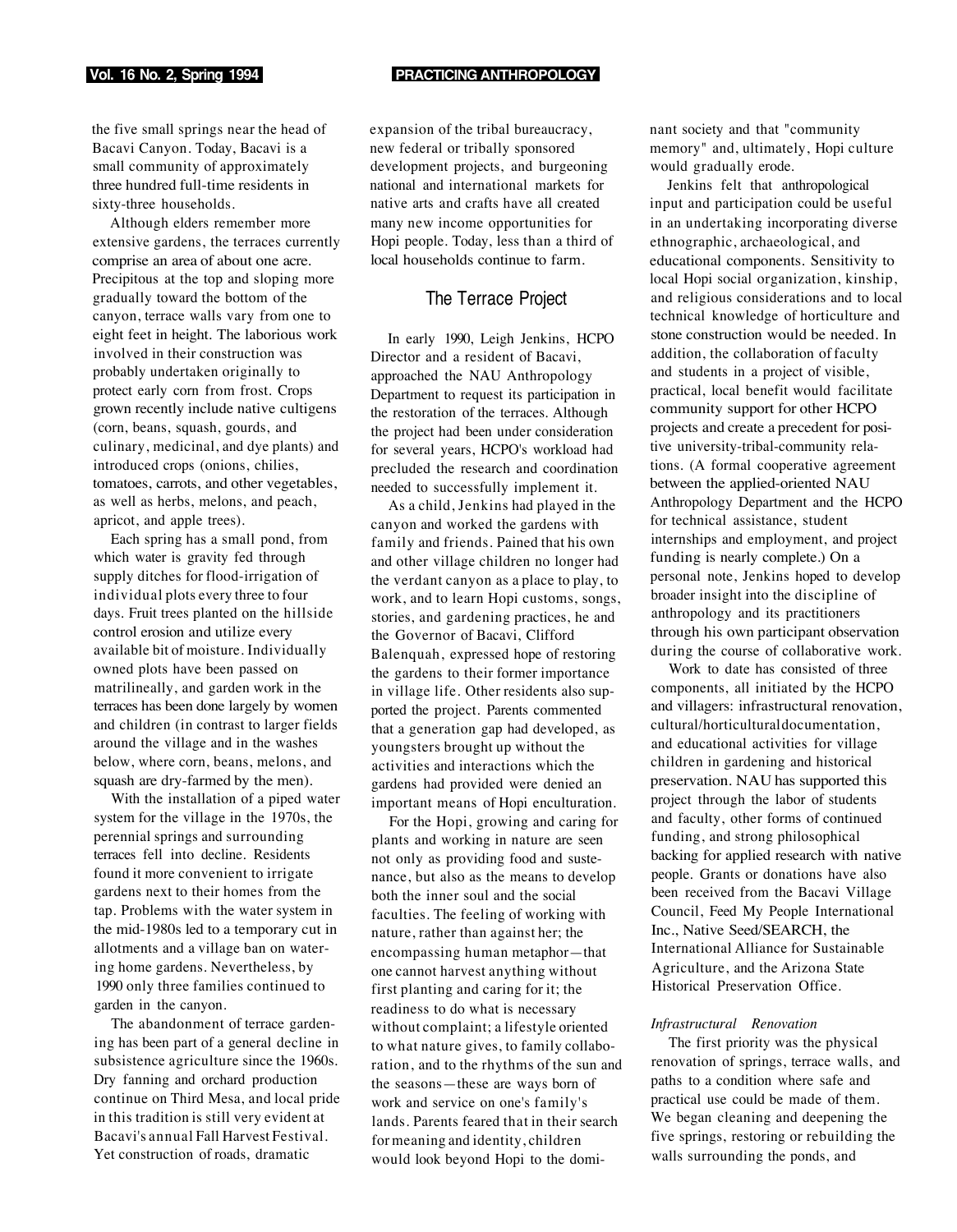the five small springs near the head of Bacavi Canyon. Today, Bacavi is a small community of approximately three hundred full-time residents in sixty-three households.

Although elders remember more extensive gardens, the terraces currently comprise an area of about one acre. Precipitous at the top and sloping more gradually toward the bottom of the canyon, terrace walls vary from one to eight feet in height. The laborious work involved in their construction was probably undertaken originally to protect early corn from frost. Crops grown recently include native cultigens (corn, beans, squash, gourds, and culinary, medicinal, and dye plants) and introduced crops (onions, chilies, tomatoes, carrots, and other vegetables, as well as herbs, melons, and peach, apricot, and apple trees).

Each spring has a small pond, from which water is gravity fed through supply ditches for flood-irrigation of individual plots every three to four days. Fruit trees planted on the hillside control erosion and utilize every available bit of moisture. Individually owned plots have been passed on matrilineally, and garden work in the terraces has been done largely by women and children (in contrast to larger fields around the village and in the washes below, where corn, beans, melons, and squash are dry-farmed by the men).

With the installation of a piped water system for the village in the 1970s, the perennial springs and surrounding terraces fell into decline. Residents found it more convenient to irrigate gardens next to their homes from the tap. Problems with the water system in the mid-1980s led to a temporary cut in allotments and a village ban on watering home gardens. Nevertheless, by 1990 only three families continued to garden in the canyon.

The abandonment of terrace gardening has been part of a general decline in subsistence agriculture since the 1960s. Dry fanning and orchard production continue on Third Mesa, and local pride in this tradition is still very evident at Bacavi's annual Fall Harvest Festival. Yet construction of roads, dramatic expansion of the tribal bureaucracy, new federal or tribally sponsored development projects, and burgeoning national and international markets for native arts and crafts have all created many new income opportunities for Hopi people. Today, less than a third of local households continue to farm.

## The Terrace Project

In early 1990, Leigh Jenkins, HCPO Director and a resident of Bacavi, approached the NAU Anthropology Department to request its participation in the restoration of the terraces. Although the project had been under consideration for several years, HCPO's workload had precluded the research and coordination needed to successfully implement it.

As a child, Jenkins had played in the canyon and worked the gardens with family and friends. Pained that his own and other village children no longer had the verdant canyon as a place to play, to work, and to learn Hopi customs, songs, stories, and gardening practices, he and the Governor of Bacavi, Clifford Balenquah, expressed hope of restoring the gardens to their former importance in village life. Other residents also supported the project. Parents commented that a generation gap had developed, as youngsters brought up without the activities and interactions which the gardens had provided were denied an important means of Hopi enculturation.

For the Hopi, growing and caring for plants and working in nature are seen not only as providing food and sustenance, but also as the means to develop both the inner soul and the social faculties. The feeling of working with nature, rather than against her; the encompassing human metaphor—that one cannot harvest anything without first planting and caring for it; the readiness to do what is necessary without complaint; a lifestyle oriented to what nature gives, to family collaboration, and to the rhythms of the sun and the seasons—these are ways born of work and service on one's family's lands. Parents feared that in their search for meaning and identity, children would look beyond Hopi to the dominant society and that "community memory" and, ultimately, Hopi culture would gradually erode.

Jenkins felt that anthropological input and participation could be useful in an undertaking incorporating diverse ethnographic, archaeological, and educational components. Sensitivity to local Hopi social organization, kinship, and religious considerations and to local technical knowledge of horticulture and stone construction would be needed. In addition, the collaboration of faculty and students in a project of visible, practical, local benefit would facilitate community support for other HCPO projects and create a precedent for positive university-tribal-community relations. (A formal cooperative agreement between the applied-oriented NAU Anthropology Department and the HCPO for technical assistance, student internships and employment, and project funding is nearly complete.) On a personal note, Jenkins hoped to develop broader insight into the discipline of anthropology and its practitioners through his own participant observation during the course of collaborative work.

Work to date has consisted of three components, all initiated by the HCPO and villagers: infrastructural renovation, cultural/horticultural documentation, and educational activities for village children in gardening and historical preservation. NAU has supported this project through the labor of students and faculty, other forms of continued funding, and strong philosophical backing for applied research with native people. Grants or donations have also been received from the Bacavi Village Council, Feed My People International Inc., Native Seed/SEARCH, the International Alliance for Sustainable Agriculture, and the Arizona State Historical Preservation Office.

*Infrastructural Renovation*

The first priority was the physical renovation of springs, terrace walls, and paths to a condition where safe and practical use could be made of them. We began cleaning and deepening the five springs, restoring or rebuilding the walls surrounding the ponds, and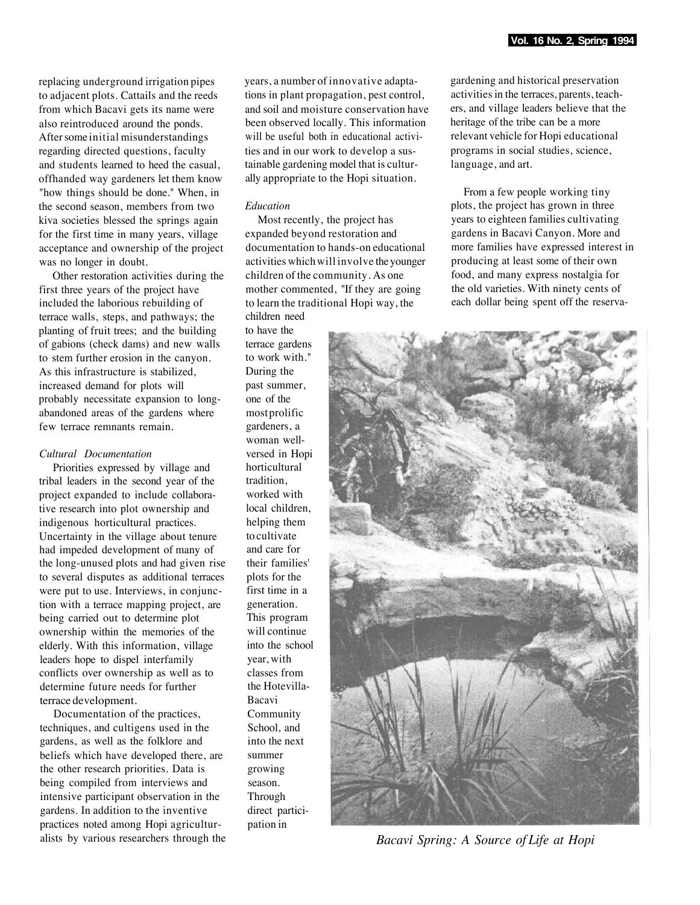replacing underground irrigation pipes to adjacent plots. Cattails and the reeds from which Bacavi gets its name were also reintroduced around the ponds. After some initial misunderstandings regarding directed questions, faculty and students learned to heed the casual, offhanded way gardeners let them know "how things should be done." When, in the second season, members from two kiva societies blessed the springs again for the first time in many years, village acceptance and ownership of the project was no longer in doubt.

Other restoration activities during the first three years of the project have included the laborious rebuilding of terrace walls, steps, and pathways; the planting of fruit trees; and the building of gabions (check dams) and new walls to stem further erosion in the canyon. As this infrastructure is stabilized, increased demand for plots will probably necessitate expansion to long-abandoned areas of the gardens where few terrace remnants remain.

*Cultural Documentation*

Priorities expressed by village and tribal leaders in the second year of the project expanded to include collaborative research into plot ownership and indigenous horticultural practices. Uncertainty in the village about tenure had impeded development of many of the long-unused plots and had given rise to several disputes as additional terraces were put to use. Interviews, in conjunction with a terrace mapping project, are being carried out to determine plot ownership within the memories of the elderly. With this information, village leaders hope to dispel interfamily conflicts over ownership as well as to determine future needs for further terrace development.

Documentation of the practices, techniques, and cultigens used in the gardens, as well as the folklore and beliefs which have developed there, are the other research priorities. Data is being compiled from interviews and intensive participant observation in the gardens. In addition to the inventive practices noted among Hopi agriculturalists by various researchers through the years, a number of innovative adaptations in plant propagation, pest control, and soil and moisture conservation have been observed locally. This information will be useful both in educational activities and in our work to develop a sustainable gardening model that is culturally appropriate to the Hopi situation.

*Education*

Most recently, the project has expanded beyond restoration and documentation to hands-on educational activities which will involve the younger children of the community. As one mother commented, "If they are going to learn the traditional Hopi way, the children need to have the terrace gardens to work with." During the past summer, one of the most prolific gardeners, a woman well-versed in Hopi horticultural tradition, worked with local children, helping them to cultivate and care for their families' plots for the first time in a generation. This program will continue into the school year, with classes from the Hotevilla-Bacavi Community School, and into the next summer growing season. Through direct participation in gardening and historical preservation activities in the terraces, parents, teachers, and village leaders believe that the heritage of the tribe can be a more relevant vehicle for Hopi educational programs in social studies, science, language, and art.

From a few people working tiny plots, the project has grown in three years to eighteen families cultivating gardens in Bacavi Canyon. More and more families have expressed interest in producing at least some of their own food, and many express nostalgia for the old varieties. With ninety cents of each dollar being spent off the reserva-

*Bacavi Spring: A Source of Life at Hopi*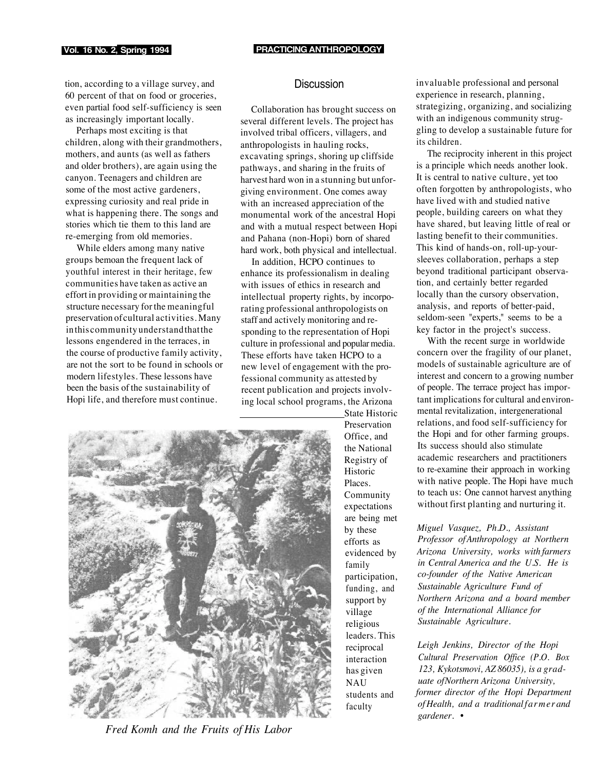tion, according to a village survey, and 60 percent of that on food or groceries, even partial food self-sufficiency is seen as increasingly important locally.

Perhaps most exciting is that children, along with their grandmothers, mothers, and aunts (as well as fathers and older brothers), are again using the canyon. Teenagers and children are some of the most active gardeners, expressing curiosity and real pride in what is happening there. The songs and stories which tie them to this land are re-emerging from old memories.

While elders among many native groups bemoan the frequent lack of youthful interest in their heritage, few communities have taken as active an effort in providing or maintaining the structure necessary for the meaningful preservation of cultural activities. Many in this community understand that the lessons engendered in the terraces, in the course of productive family activity, are not the sort to be found in schools or modern lifestyles. These lessons have been the basis of the sustainability of Hopi life, and therefore must continue.

## Discussion

Collaboration has brought success on several different levels. The project has involved tribal officers, villagers, and anthropologists in hauling rocks, excavating springs, shoring up cliffside pathways, and sharing in the fruits of harvest hard won in a stunning but unforgiving environment. One comes away with an increased appreciation of the monumental work of the ancestral Hopi and with a mutual respect between Hopi and Pahana (non-Hopi) born of shared hard work, both physical and intellectual.

In addition, HCPO continues to enhance its professionalism in dealing with issues of ethics in research and intellectual property rights, by incorporating professional anthropologists on staff and actively monitoring and responding to the representation of Hopi culture in professional and popular media. These efforts have taken HCPO to a new level of engagement with the professional community as attested by recent publication and projects involving local school programs, the Arizona State Historic Preservation Office, and the National Registry of Historic Places. Community expectations are being met by these efforts as evidenced by family participation, funding, and support by village religious leaders. This reciprocal interaction has given NAU students and faculty invaluable professional and personal experience in research, planning, strategizing, organizing, and socializing with an indigenous community struggling to develop a sustainable future for its children.

*Fred Komh and the Fruits of His Labor*

The reciprocity inherent in this project is a principle which needs another look. It is central to native culture, yet too often forgotten by anthropologists, who have lived with and studied native people, building careers on what they have shared, but leaving little of real or lasting benefit to their communities. This kind of hands-on, roll-up-your-sleeves collaboration, perhaps a step beyond traditional participant observation, and certainly better regarded locally than the cursory observation, analysis, and reports of better-paid, seldom-seen "experts," seems to be a key factor in the project's success.

With the recent surge in worldwide concern over the fragility of our planet, models of sustainable agriculture are of interest and concern to a growing number of people. The terrace project has important implications for cultural and environmental revitalization, intergenerational relations, and food self-sufficiency for the Hopi and for other farming groups. Its success should also stimulate academic researchers and practitioners to re-examine their approach in working with native people. The Hopi have much to teach us: One cannot harvest anything without first planting and nurturing it.

*Miguel Vasquez, Ph.D., Assistant Professor of Anthropology at Northern Arizona University, works with farmers in Central America and the U.S. He is co-founder of the Native American Sustainable Agriculture Fund of Northern Arizona and a board member of the International Alliance for Sustainable Agriculture.*

*Leigh Jenkins, Director of the Hopi Cultural Preservation Office (P.O. Box 123, Kykotsmovi, AZ 86035), is a graduate of Northern Arizona University, former director of the Hopi Department of Health, and a traditional farmer and gardener.* •